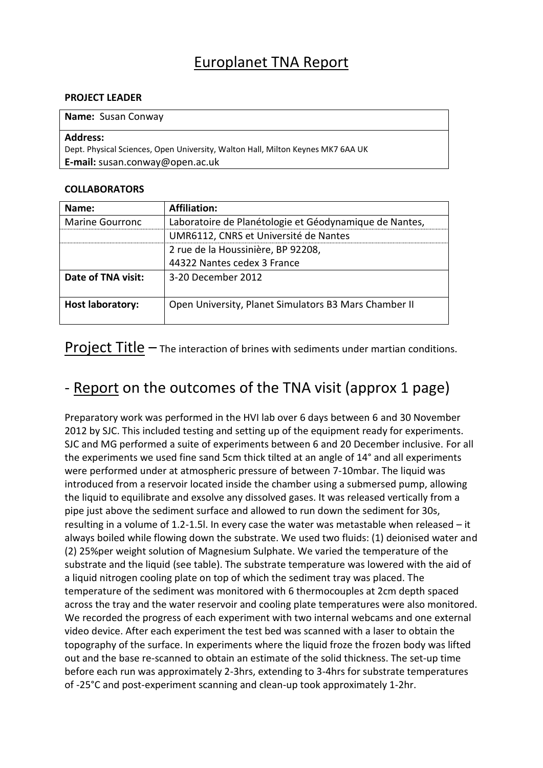# Europlanet TNA Report

**PROJECT LEADER**

| **Name:** Susan Conway |
| --- |
| **Address:**<br>Dept. Physical Sciences, Open University, Walton Hall, Milton Keynes MK7 6AA UK<br>**E-mail:** susan.conway@open.ac.uk |

**COLLABORATORS**

| **Name:** | **Affiliation:** |
| --- | --- |
| Marine Gourronc | Laboratoire de Planétologie et Géodynamique de Nantes, |
| | UMR6112, CNRS et Université de Nantes |
| | 2 rue de la Houssinière, BP 92208, |
| | 44322 Nantes cedex 3 France |
| **Date of TNA visit:** | 3-20 December 2012 |
| **Host laboratory:** | Open University, Planet Simulators B3 Mars Chamber II |

## Project Title – The interaction of brines with sediments under martian conditions.

## - Report on the outcomes of the TNA visit (approx 1 page)

Preparatory work was performed in the HVI lab over 6 days between 6 and 30 November 2012 by SJC. This included testing and setting up of the equipment ready for experiments. SJC and MG performed a suite of experiments between 6 and 20 December inclusive. For all the experiments we used fine sand 5cm thick tilted at an angle of 14° and all experiments were performed under at atmospheric pressure of between 7-10mbar. The liquid was introduced from a reservoir located inside the chamber using a submersed pump, allowing the liquid to equilibrate and exsolve any dissolved gases. It was released vertically from a pipe just above the sediment surface and allowed to run down the sediment for 30s, resulting in a volume of 1.2-1.5l. In every case the water was metastable when released – it always boiled while flowing down the substrate. We used two fluids: (1) deionised water and (2) 25%per weight solution of Magnesium Sulphate. We varied the temperature of the substrate and the liquid (see table). The substrate temperature was lowered with the aid of a liquid nitrogen cooling plate on top of which the sediment tray was placed. The temperature of the sediment was monitored with 6 thermocouples at 2cm depth spaced across the tray and the water reservoir and cooling plate temperatures were also monitored. We recorded the progress of each experiment with two internal webcams and one external video device. After each experiment the test bed was scanned with a laser to obtain the topography of the surface. In experiments where the liquid froze the frozen body was lifted out and the base re-scanned to obtain an estimate of the solid thickness. The set-up time before each run was approximately 2-3hrs, extending to 3-4hrs for substrate temperatures of -25°C and post-experiment scanning and clean-up took approximately 1-2hr.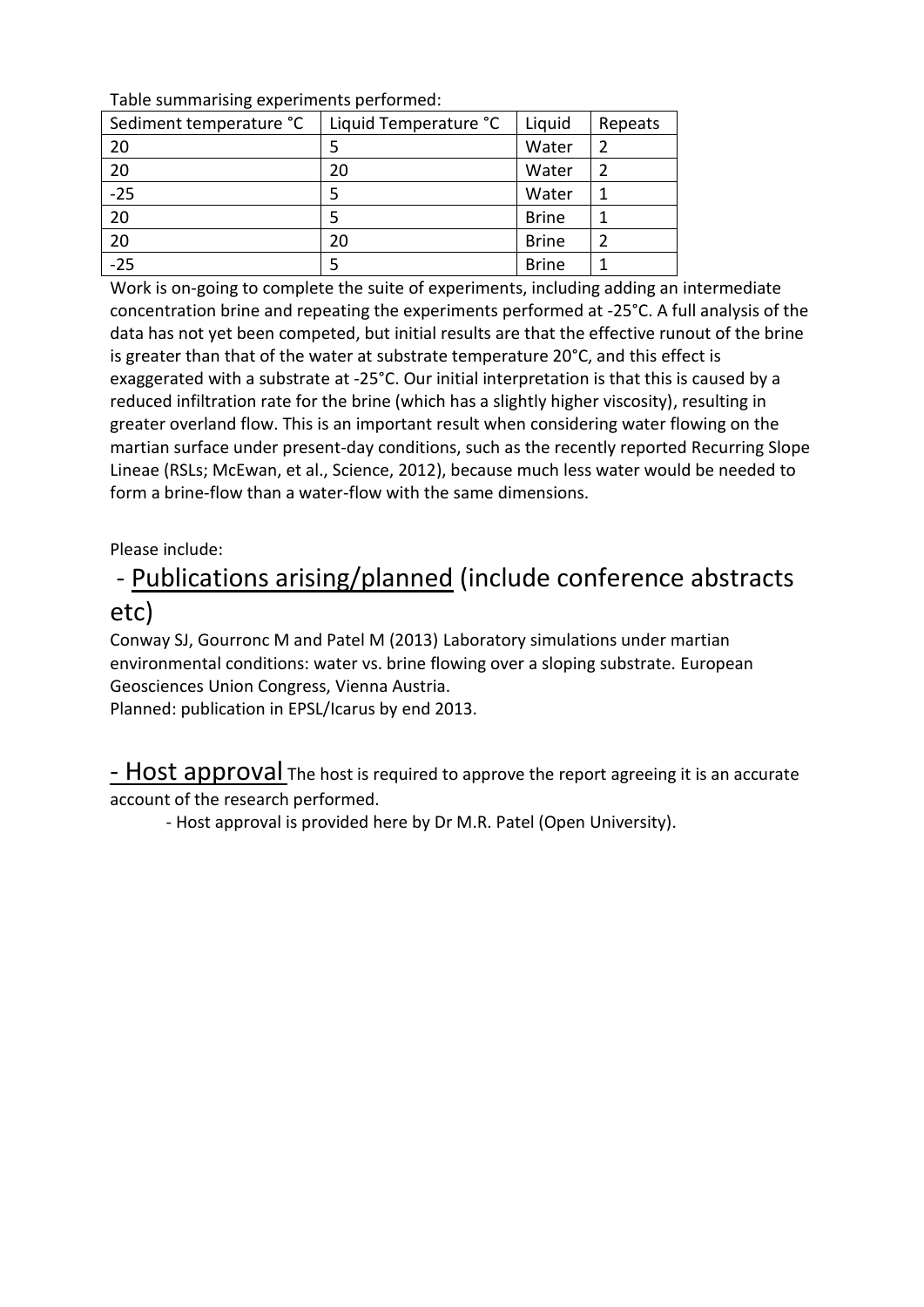Table summarising experiments performed:

| Sediment temperature °C | Liquid Temperature °C | Liquid | Repeats |
|---|---|---|---|
| 20 | 5 | Water | 2 |
| 20 | 20 | Water | 2 |
| -25 | 5 | Water | 1 |
| 20 | 5 | Brine | 1 |
| 20 | 20 | Brine | 2 |
| -25 | 5 | Brine | 1 |

Work is on-going to complete the suite of experiments, including adding an intermediate concentration brine and repeating the experiments performed at -25°C. A full analysis of the data has not yet been competed, but initial results are that the effective runout of the brine is greater than that of the water at substrate temperature 20°C, and this effect is exaggerated with a substrate at -25°C. Our initial interpretation is that this is caused by a reduced infiltration rate for the brine (which has a slightly higher viscosity), resulting in greater overland flow. This is an important result when considering water flowing on the martian surface under present-day conditions, such as the recently reported Recurring Slope Lineae (RSLs; McEwan, et al., Science, 2012), because much less water would be needed to form a brine-flow than a water-flow with the same dimensions.

Please include:

## - Publications arising/planned (include conference abstracts etc)

Conway SJ, Gourronc M and Patel M (2013) Laboratory simulations under martian environmental conditions: water vs. brine flowing over a sloping substrate. European Geosciences Union Congress, Vienna Austria.

Planned: publication in EPSL/Icarus by end 2013.

## - Host approval

The host is required to approve the report agreeing it is an accurate account of the research performed.

- Host approval is provided here by Dr M.R. Patel (Open University).